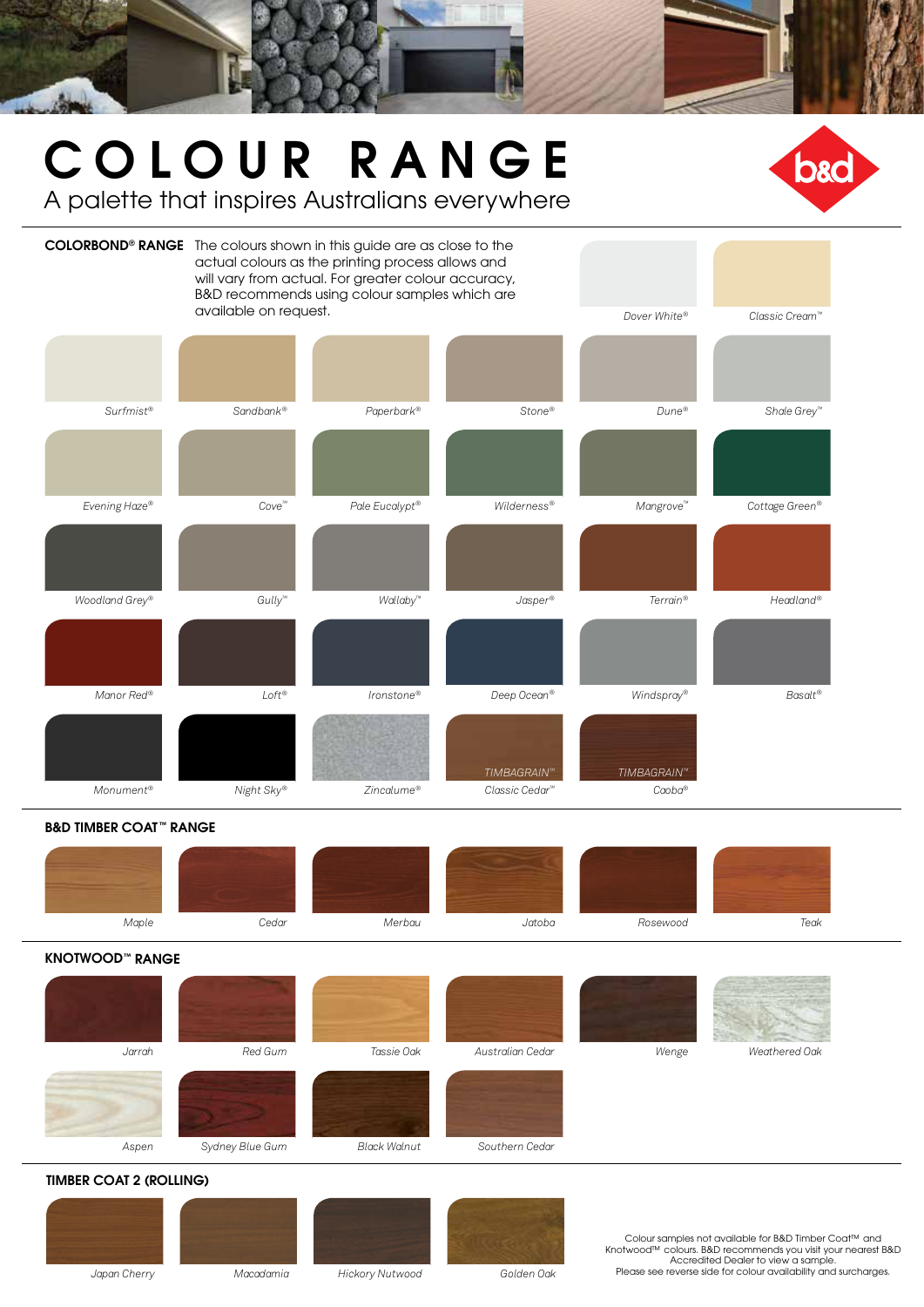# COLOUR RANGE

A palette that inspires Australians everywhere

## COLORBOND® RANGE

The colours shown in this guide are as close to the actual colours as the printing process allows and will vary from actual. For greater colour accuracy, B&D recommends using colour samples which are available on request.

*Dover White®*, *Classic Cream™*

*Surfmist®*, *Sandbank®*, *Paperbark®*, *Stone®*, *Dune®*, *Shale Grey™*

*Evening Haze®*, *Cove™*, *Pale Eucalypt®*, *Wilderness®*, *Mangrove™*, *Cottage Green®*

*Woodland Grey®*, *Gully™*, *Wallaby™*, *Jasper®*, *Terrain®*, *Headland®*

*Manor Red®*, *Loft®*, *Ironstone®*, *Deep Ocean®*, *Windspray®*, *Basalt®*

*Monument®*, *Night Sky®*, *Zincalume®*, *TIMBAGRAIN™ Classic Cedar™*, *TIMBAGRAIN™ Cooba®*

## B&D TIMBER COAT™ RANGE

*Maple*, *Cedar*, *Merbau*, *Jatoba*, *Rosewood*, *Teak*

## KNOTWOOD™ RANGE

*Jarrah*, *Red Gum*, *Tassie Oak*, *Australian Cedar*, *Wenge*, *Weathered Oak*

*Aspen*, *Sydney Blue Gum*, *Black Walnut*, *Southern Cedar*

## TIMBER COAT 2 (ROLLING)

*Japan Cherry*, *Macadamia*, *Hickory Nutwood*, *Golden Oak*

Colour samples not available for B&D Timber Coat™ and Knotwood™ colours. B&D recommends you visit your nearest B&D Accredited Dealer to view a sample.
Please see reverse side for colour availability and surcharges.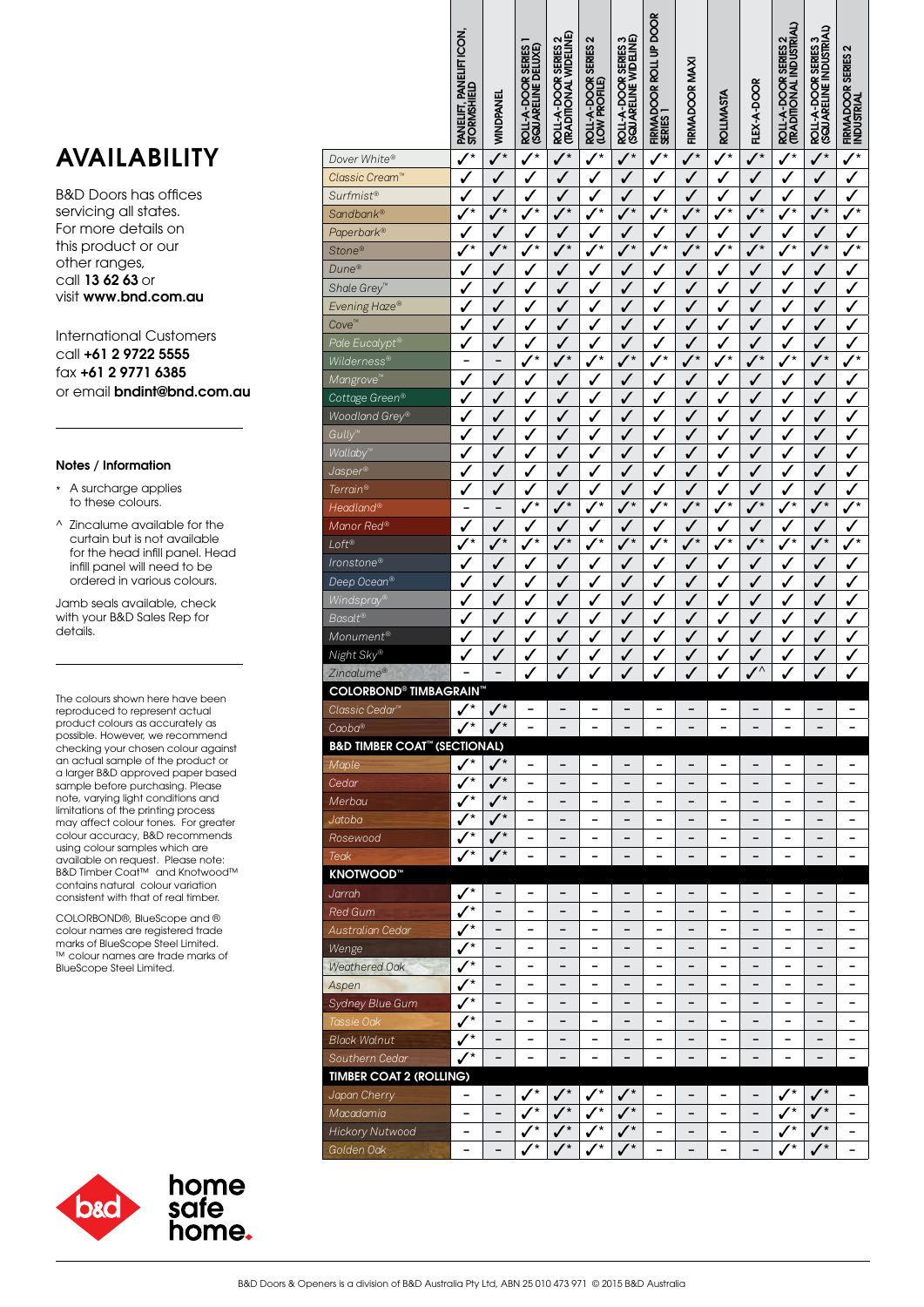# AVAILABILITY

B&D Doors has offices servicing all states. For more details on this product or our other ranges, call **13 62 63** or visit **www.bnd.com.au**

International Customers call **+61 2 9722 5555** fax **+61 2 9771 6385** or email **bndint@bnd.com.au**

### Notes / Information

- * A surcharge applies to these colours.
- ^ Zincalume available for the curtain but is not available for the head infill panel. Head infill panel will need to be ordered in various colours.

Jamb seals available, check with your B&D Sales Rep for details.

The colours shown here have been reproduced to represent actual product colours as accurately as possible. However, we recommend checking your chosen colour against an actual sample of the product or a larger B&D approved paper based sample before purchasing. Please note, varying light conditions and limitations of the printing process may affect colour tones. For greater colour accuracy, B&D recommends using colour samples which are available on request. Please note: B&D Timber Coat™ and Knotwood™ contains natural colour variation consistent with that of real timber.

COLORBOND®, BlueScope and ® colour names are registered trade marks of BlueScope Steel Limited. ™ colour names are trade marks of BlueScope Steel Limited.

| | PANELIFT, PANELIFT ICON, STORMSHIELD | WINDPANEL | ROLL-A-DOOR SERIES 1 (SQUARELINE DELUXE) | ROLL-A-DOOR SERIES 2 (TRADITIONAL WIDELINE) | ROLL-A-DOOR SERIES 2 (LOW PROFILE) | ROLL-A-DOOR SERIES 3 (SQUARELINE WIDELINE) | FIRMADOOR ROLL UP DOOR SERIES 1 | FIRMADOOR MAXI | ROLLMASTA | FLEX-A-DOOR | ROLL-A-DOOR SERIES 2 (TRADITIONAL INDUSTRIAL) | ROLL-A-DOOR SERIES 3 (SQUARELINE INDUSTRIAL) | FIRMADOOR SERIES 2 INDUSTRIAL |
|---|---|---|---|---|---|---|---|---|---|---|---|---|---|
| Dover White® | ✓* | ✓* | ✓* | ✓* | ✓* | ✓* | ✓* | ✓* | ✓* | ✓* | ✓* | ✓* | ✓* |
| Classic Cream™ | ✓ | ✓ | ✓ | ✓ | ✓ | ✓ | ✓ | ✓ | ✓ | ✓ | ✓ | ✓ | ✓ |
| Surfmist® | ✓ | ✓ | ✓ | ✓ | ✓ | ✓ | ✓ | ✓ | ✓ | ✓ | ✓ | ✓ | ✓ |
| Sandbank® | ✓* | ✓* | ✓* | ✓* | ✓* | ✓* | ✓* | ✓* | ✓* | ✓* | ✓* | ✓* | ✓* |
| Paperbark® | ✓ | ✓ | ✓ | ✓ | ✓ | ✓ | ✓ | ✓ | ✓ | ✓ | ✓ | ✓ | ✓ |
| Stone® | ✓* | ✓* | ✓* | ✓* | ✓* | ✓* | ✓* | ✓* | ✓* | ✓* | ✓* | ✓* | ✓* |
| Dune® | ✓ | ✓ | ✓ | ✓ | ✓ | ✓ | ✓ | ✓ | ✓ | ✓ | ✓ | ✓ | ✓ |
| Shale Grey™ | ✓ | ✓ | ✓ | ✓ | ✓ | ✓ | ✓ | ✓ | ✓ | ✓ | ✓ | ✓ | ✓ |
| Evening Haze® | ✓ | ✓ | ✓ | ✓ | ✓ | ✓ | ✓ | ✓ | ✓ | ✓ | ✓ | ✓ | ✓ |
| Cove™ | ✓ | ✓ | ✓ | ✓ | ✓ | ✓ | ✓ | ✓ | ✓ | ✓ | ✓ | ✓ | ✓ |
| Pale Eucalypt® | ✓ | ✓ | ✓ | ✓ | ✓ | ✓ | ✓ | ✓ | ✓ | ✓ | ✓ | ✓ | ✓ |
| Wilderness® | – | – | ✓* | ✓* | ✓* | ✓* | ✓* | ✓* | ✓* | ✓* | ✓* | ✓* | ✓* |
| Mangrove™ | ✓ | ✓ | ✓ | ✓ | ✓ | ✓ | ✓ | ✓ | ✓ | ✓ | ✓ | ✓ | ✓ |
| Cottage Green® | ✓ | ✓ | ✓ | ✓ | ✓ | ✓ | ✓ | ✓ | ✓ | ✓ | ✓ | ✓ | ✓ |
| Woodland Grey® | ✓ | ✓ | ✓ | ✓ | ✓ | ✓ | ✓ | ✓ | ✓ | ✓ | ✓ | ✓ | ✓ |
| Gully™ | ✓ | ✓ | ✓ | ✓ | ✓ | ✓ | ✓ | ✓ | ✓ | ✓ | ✓ | ✓ | ✓ |
| Wallaby™ | ✓ | ✓ | ✓ | ✓ | ✓ | ✓ | ✓ | ✓ | ✓ | ✓ | ✓ | ✓ | ✓ |
| Jasper® | ✓ | ✓ | ✓ | ✓ | ✓ | ✓ | ✓ | ✓ | ✓ | ✓ | ✓ | ✓ | ✓ |
| Terrain® | ✓ | ✓ | ✓ | ✓ | ✓ | ✓ | ✓ | ✓ | ✓ | ✓ | ✓ | ✓ | ✓ |
| Headland® | – | – | ✓* | ✓* | ✓* | ✓* | ✓* | ✓* | ✓* | ✓* | ✓* | ✓* | ✓* |
| Manor Red® | ✓ | ✓ | ✓ | ✓ | ✓ | ✓ | ✓ | ✓ | ✓ | ✓ | ✓ | ✓ | ✓ |
| Loft® | ✓* | ✓* | ✓* | ✓* | ✓* | ✓* | ✓* | ✓* | ✓* | ✓* | ✓* | ✓* | ✓* |
| Ironstone® | ✓ | ✓ | ✓ | ✓ | ✓ | ✓ | ✓ | ✓ | ✓ | ✓ | ✓ | ✓ | ✓ |
| Deep Ocean® | ✓ | ✓ | ✓ | ✓ | ✓ | ✓ | ✓ | ✓ | ✓ | ✓ | ✓ | ✓ | ✓ |
| Windspray® | ✓ | ✓ | ✓ | ✓ | ✓ | ✓ | ✓ | ✓ | ✓ | ✓ | ✓ | ✓ | ✓ |
| Basalt® | ✓ | ✓ | ✓ | ✓ | ✓ | ✓ | ✓ | ✓ | ✓ | ✓ | ✓ | ✓ | ✓ |
| Monument® | ✓ | ✓ | ✓ | ✓ | ✓ | ✓ | ✓ | ✓ | ✓ | ✓ | ✓ | ✓ | ✓ |
| Night Sky® | ✓ | ✓ | ✓ | ✓ | ✓ | ✓ | ✓ | ✓ | ✓ | ✓ | ✓ | ✓ | ✓ |
| Zincalume® | – | – | ✓ | ✓ | ✓ | ✓ | ✓ | ✓ | ✓ | ✓^ | ✓ | ✓ | ✓ |
| **COLORBOND® TIMBAGRAIN™** | | | | | | | | | | | | | |
| Classic Cedar™ | ✓* | ✓* | – | – | – | – | – | – | – | – | – | – | – |
| Cooba® | ✓* | ✓* | – | – | – | – | – | – | – | – | – | – | – |
| **B&D TIMBER COAT™ (SECTIONAL)** | | | | | | | | | | | | | |
| Maple | ✓* | ✓* | – | – | – | – | – | – | – | – | – | – | – |
| Cedar | ✓* | ✓* | – | – | – | – | – | – | – | – | – | – | – |
| Merbau | ✓* | ✓* | – | – | – | – | – | – | – | – | – | – | – |
| Jatoba | ✓* | ✓* | – | – | – | – | – | – | – | – | – | – | – |
| Rosewood | ✓* | ✓* | – | – | – | – | – | – | – | – | – | – | – |
| Teak | ✓* | ✓* | – | – | – | – | – | – | – | – | – | – | – |
| **KNOTWOOD™** | | | | | | | | | | | | | |
| Jarrah | ✓* | – | – | – | – | – | – | – | – | – | – | – | – |
| Red Gum | ✓* | – | – | – | – | – | – | – | – | – | – | – | – |
| Australian Cedar | ✓* | – | – | – | – | – | – | – | – | – | – | – | – |
| Wenge | ✓* | – | – | – | – | – | – | – | – | – | – | – | – |
| Weathered Oak | ✓* | – | – | – | – | – | – | – | – | – | – | – | – |
| Aspen | ✓* | – | – | – | – | – | – | – | – | – | – | – | – |
| Sydney Blue Gum | ✓* | – | – | – | – | – | – | – | – | – | – | – | – |
| Tassie Oak | ✓* | – | – | – | – | – | – | – | – | – | – | – | – |
| Black Walnut | ✓* | – | – | – | – | – | – | – | – | – | – | – | – |
| Southern Cedar | ✓* | – | – | – | – | – | – | – | – | – | – | – | – |
| **TIMBER COAT 2 (ROLLING)** | | | | | | | | | | | | | |
| Japan Cherry | – | – | ✓* | ✓* | ✓* | ✓* | – | – | – | – | ✓* | ✓* | – |
| Macadamia | – | – | ✓* | ✓* | ✓* | ✓* | – | – | – | – | ✓* | ✓* | – |
| Hickory Nutwood | – | – | ✓* | ✓* | ✓* | ✓* | – | – | – | – | ✓* | ✓* | – |
| Golden Oak | – | – | ✓* | ✓* | ✓* | ✓* | – | – | – | – | ✓* | ✓* | – |

b&d home safe home.

B&D Doors & Openers is a division of B&D Australia Pty Ltd, ABN 25 010 473 971 © 2015 B&D Australia